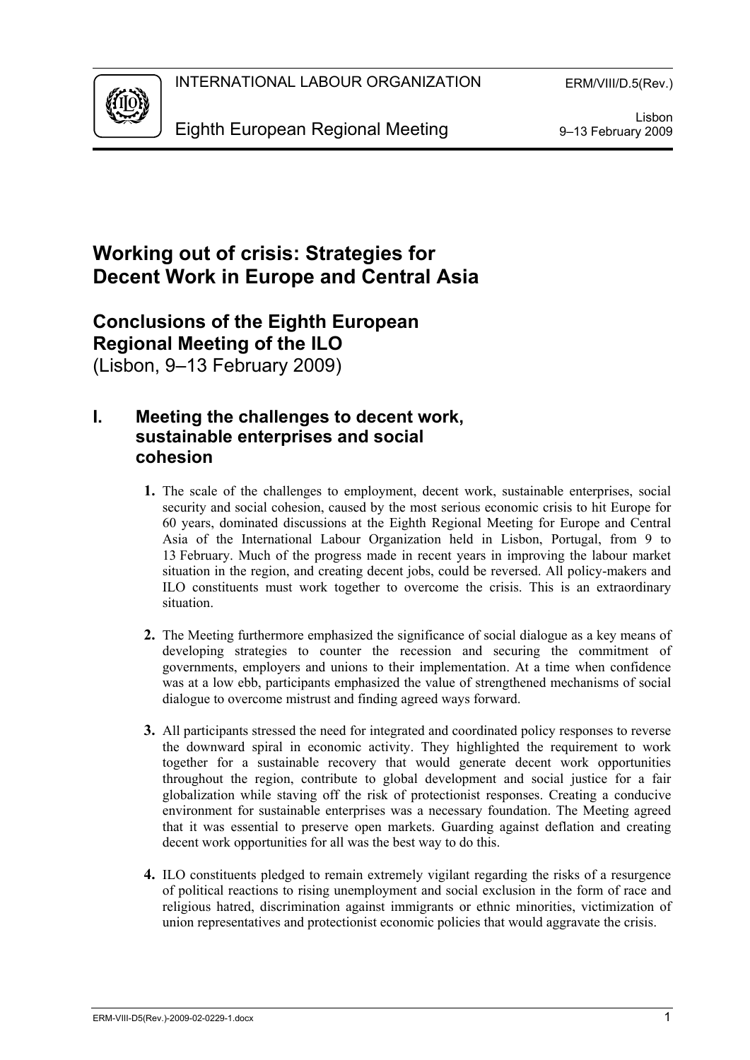INTERNATIONAL LABOUR ORGANIZATION

ERM/VIII/D.5(Rev.)

Eighth European Regional Meeting

Lisbon
9–13 February 2009

# Working out of crisis: Strategies for Decent Work in Europe and Central Asia

## Conclusions of the Eighth European Regional Meeting of the ILO

(Lisbon, 9–13 February 2009)

## I. Meeting the challenges to decent work, sustainable enterprises and social cohesion

**1.** The scale of the challenges to employment, decent work, sustainable enterprises, social security and social cohesion, caused by the most serious economic crisis to hit Europe for 60 years, dominated discussions at the Eighth Regional Meeting for Europe and Central Asia of the International Labour Organization held in Lisbon, Portugal, from 9 to 13 February. Much of the progress made in recent years in improving the labour market situation in the region, and creating decent jobs, could be reversed. All policy-makers and ILO constituents must work together to overcome the crisis. This is an extraordinary situation.

**2.** The Meeting furthermore emphasized the significance of social dialogue as a key means of developing strategies to counter the recession and securing the commitment of governments, employers and unions to their implementation. At a time when confidence was at a low ebb, participants emphasized the value of strengthened mechanisms of social dialogue to overcome mistrust and finding agreed ways forward.

**3.** All participants stressed the need for integrated and coordinated policy responses to reverse the downward spiral in economic activity. They highlighted the requirement to work together for a sustainable recovery that would generate decent work opportunities throughout the region, contribute to global development and social justice for a fair globalization while staving off the risk of protectionist responses. Creating a conducive environment for sustainable enterprises was a necessary foundation. The Meeting agreed that it was essential to preserve open markets. Guarding against deflation and creating decent work opportunities for all was the best way to do this.

**4.** ILO constituents pledged to remain extremely vigilant regarding the risks of a resurgence of political reactions to rising unemployment and social exclusion in the form of race and religious hatred, discrimination against immigrants or ethnic minorities, victimization of union representatives and protectionist economic policies that would aggravate the crisis.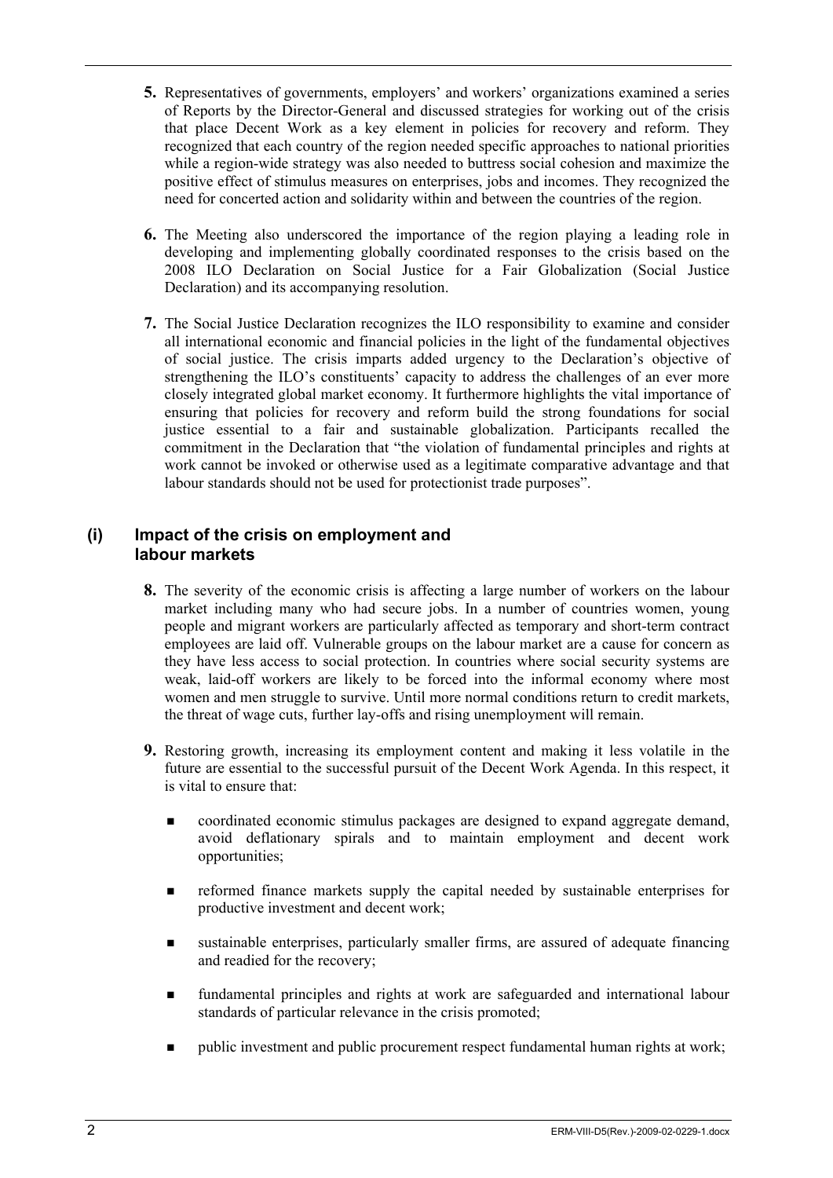**5.** Representatives of governments, employers' and workers' organizations examined a series of Reports by the Director-General and discussed strategies for working out of the crisis that place Decent Work as a key element in policies for recovery and reform. They recognized that each country of the region needed specific approaches to national priorities while a region-wide strategy was also needed to buttress social cohesion and maximize the positive effect of stimulus measures on enterprises, jobs and incomes. They recognized the need for concerted action and solidarity within and between the countries of the region.

**6.** The Meeting also underscored the importance of the region playing a leading role in developing and implementing globally coordinated responses to the crisis based on the 2008 ILO Declaration on Social Justice for a Fair Globalization (Social Justice Declaration) and its accompanying resolution.

**7.** The Social Justice Declaration recognizes the ILO responsibility to examine and consider all international economic and financial policies in the light of the fundamental objectives of social justice. The crisis imparts added urgency to the Declaration's objective of strengthening the ILO's constituents' capacity to address the challenges of an ever more closely integrated global market economy. It furthermore highlights the vital importance of ensuring that policies for recovery and reform build the strong foundations for social justice essential to a fair and sustainable globalization. Participants recalled the commitment in the Declaration that "the violation of fundamental principles and rights at work cannot be invoked or otherwise used as a legitimate comparative advantage and that labour standards should not be used for protectionist trade purposes".

## (i) Impact of the crisis on employment and labour markets

**8.** The severity of the economic crisis is affecting a large number of workers on the labour market including many who had secure jobs. In a number of countries women, young people and migrant workers are particularly affected as temporary and short-term contract employees are laid off. Vulnerable groups on the labour market are a cause for concern as they have less access to social protection. In countries where social security systems are weak, laid-off workers are likely to be forced into the informal economy where most women and men struggle to survive. Until more normal conditions return to credit markets, the threat of wage cuts, further lay-offs and rising unemployment will remain.

**9.** Restoring growth, increasing its employment content and making it less volatile in the future are essential to the successful pursuit of the Decent Work Agenda. In this respect, it is vital to ensure that:

- coordinated economic stimulus packages are designed to expand aggregate demand, avoid deflationary spirals and to maintain employment and decent work opportunities;
- reformed finance markets supply the capital needed by sustainable enterprises for productive investment and decent work;
- sustainable enterprises, particularly smaller firms, are assured of adequate financing and readied for the recovery;
- fundamental principles and rights at work are safeguarded and international labour standards of particular relevance in the crisis promoted;
- public investment and public procurement respect fundamental human rights at work;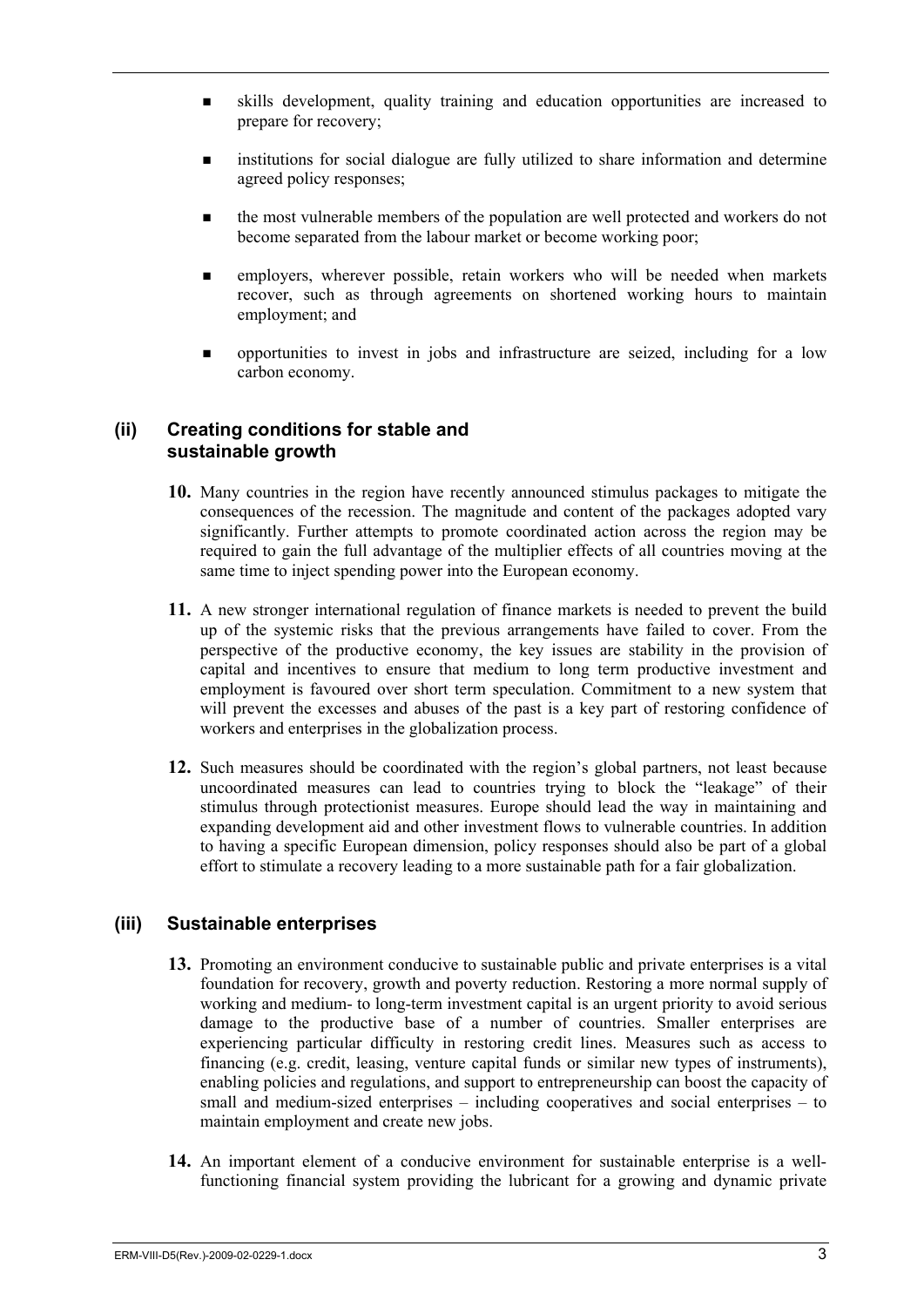- skills development, quality training and education opportunities are increased to prepare for recovery;

- institutions for social dialogue are fully utilized to share information and determine agreed policy responses;

- the most vulnerable members of the population are well protected and workers do not become separated from the labour market or become working poor;

- employers, wherever possible, retain workers who will be needed when markets recover, such as through agreements on shortened working hours to maintain employment; and

- opportunities to invest in jobs and infrastructure are seized, including for a low carbon economy.

## (ii) Creating conditions for stable and sustainable growth

**10.** Many countries in the region have recently announced stimulus packages to mitigate the consequences of the recession. The magnitude and content of the packages adopted vary significantly. Further attempts to promote coordinated action across the region may be required to gain the full advantage of the multiplier effects of all countries moving at the same time to inject spending power into the European economy.

**11.** A new stronger international regulation of finance markets is needed to prevent the build up of the systemic risks that the previous arrangements have failed to cover. From the perspective of the productive economy, the key issues are stability in the provision of capital and incentives to ensure that medium to long term productive investment and employment is favoured over short term speculation. Commitment to a new system that will prevent the excesses and abuses of the past is a key part of restoring confidence of workers and enterprises in the globalization process.

**12.** Such measures should be coordinated with the region's global partners, not least because uncoordinated measures can lead to countries trying to block the "leakage" of their stimulus through protectionist measures. Europe should lead the way in maintaining and expanding development aid and other investment flows to vulnerable countries. In addition to having a specific European dimension, policy responses should also be part of a global effort to stimulate a recovery leading to a more sustainable path for a fair globalization.

## (iii) Sustainable enterprises

**13.** Promoting an environment conducive to sustainable public and private enterprises is a vital foundation for recovery, growth and poverty reduction. Restoring a more normal supply of working and medium- to long-term investment capital is an urgent priority to avoid serious damage to the productive base of a number of countries. Smaller enterprises are experiencing particular difficulty in restoring credit lines. Measures such as access to financing (e.g. credit, leasing, venture capital funds or similar new types of instruments), enabling policies and regulations, and support to entrepreneurship can boost the capacity of small and medium-sized enterprises – including cooperatives and social enterprises – to maintain employment and create new jobs.

**14.** An important element of a conducive environment for sustainable enterprise is a well-functioning financial system providing the lubricant for a growing and dynamic private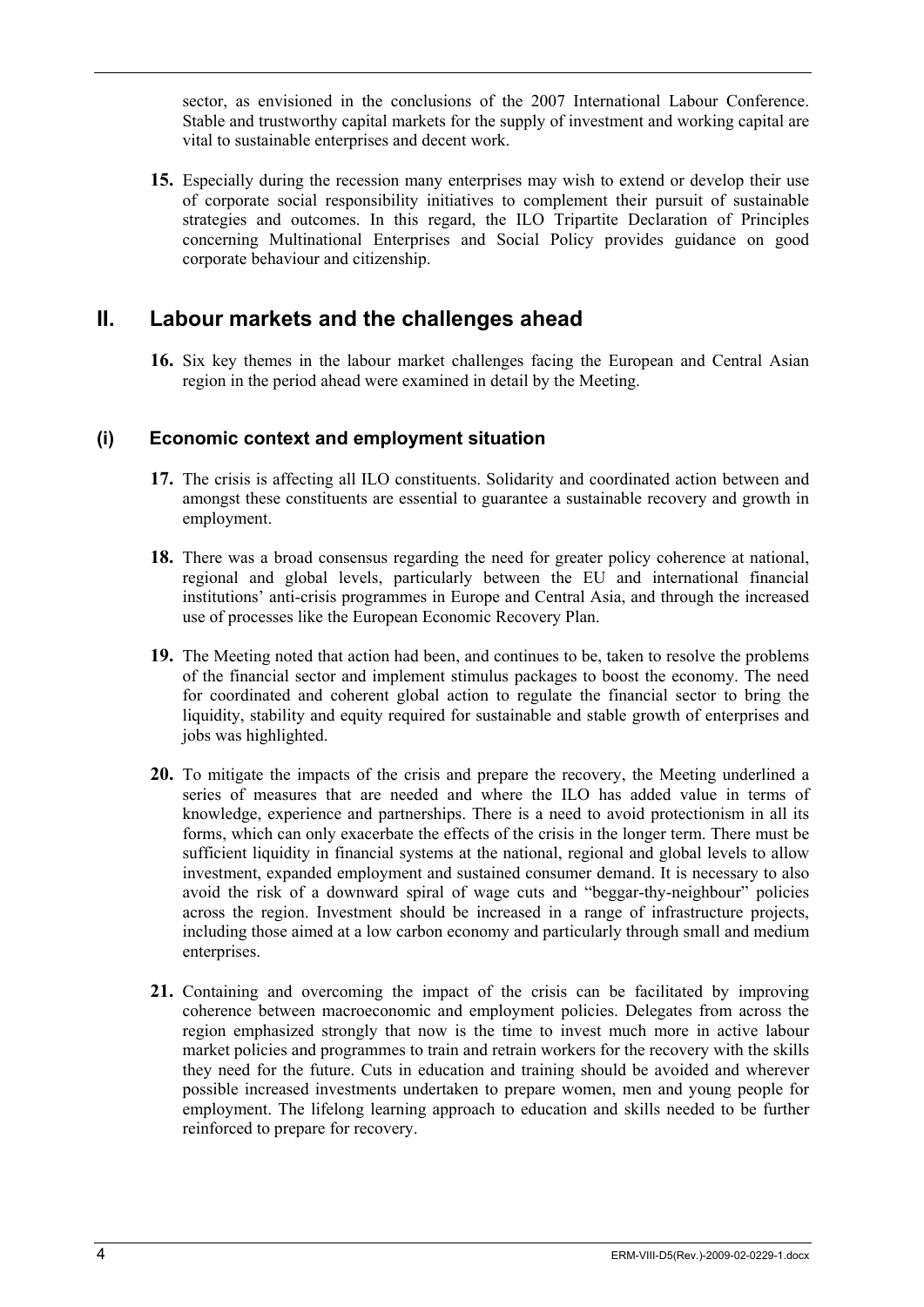sector, as envisioned in the conclusions of the 2007 International Labour Conference. Stable and trustworthy capital markets for the supply of investment and working capital are vital to sustainable enterprises and decent work.

**15.** Especially during the recession many enterprises may wish to extend or develop their use of corporate social responsibility initiatives to complement their pursuit of sustainable strategies and outcomes. In this regard, the ILO Tripartite Declaration of Principles concerning Multinational Enterprises and Social Policy provides guidance on good corporate behaviour and citizenship.

## II. Labour markets and the challenges ahead

**16.** Six key themes in the labour market challenges facing the European and Central Asian region in the period ahead were examined in detail by the Meeting.

### (i) Economic context and employment situation

**17.** The crisis is affecting all ILO constituents. Solidarity and coordinated action between and amongst these constituents are essential to guarantee a sustainable recovery and growth in employment.

**18.** There was a broad consensus regarding the need for greater policy coherence at national, regional and global levels, particularly between the EU and international financial institutions' anti-crisis programmes in Europe and Central Asia, and through the increased use of processes like the European Economic Recovery Plan.

**19.** The Meeting noted that action had been, and continues to be, taken to resolve the problems of the financial sector and implement stimulus packages to boost the economy. The need for coordinated and coherent global action to regulate the financial sector to bring the liquidity, stability and equity required for sustainable and stable growth of enterprises and jobs was highlighted.

**20.** To mitigate the impacts of the crisis and prepare the recovery, the Meeting underlined a series of measures that are needed and where the ILO has added value in terms of knowledge, experience and partnerships. There is a need to avoid protectionism in all its forms, which can only exacerbate the effects of the crisis in the longer term. There must be sufficient liquidity in financial systems at the national, regional and global levels to allow investment, expanded employment and sustained consumer demand. It is necessary to also avoid the risk of a downward spiral of wage cuts and "beggar-thy-neighbour" policies across the region. Investment should be increased in a range of infrastructure projects, including those aimed at a low carbon economy and particularly through small and medium enterprises.

**21.** Containing and overcoming the impact of the crisis can be facilitated by improving coherence between macroeconomic and employment policies. Delegates from across the region emphasized strongly that now is the time to invest much more in active labour market policies and programmes to train and retrain workers for the recovery with the skills they need for the future. Cuts in education and training should be avoided and wherever possible increased investments undertaken to prepare women, men and young people for employment. The lifelong learning approach to education and skills needed to be further reinforced to prepare for recovery.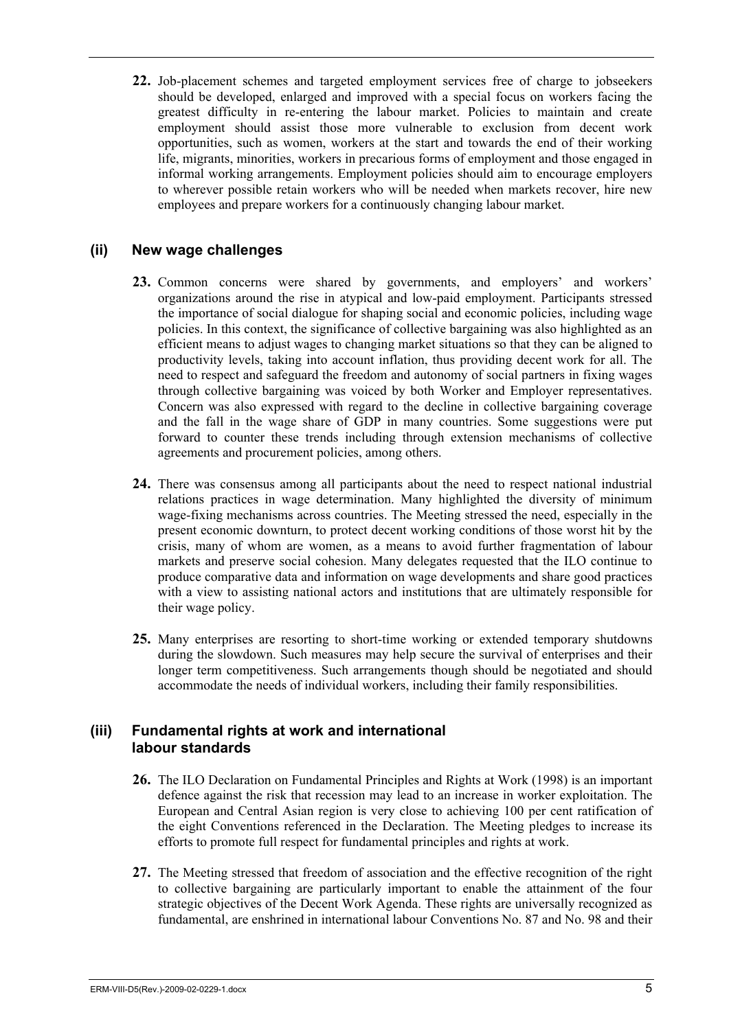**22.** Job-placement schemes and targeted employment services free of charge to jobseekers should be developed, enlarged and improved with a special focus on workers facing the greatest difficulty in re-entering the labour market. Policies to maintain and create employment should assist those more vulnerable to exclusion from decent work opportunities, such as women, workers at the start and towards the end of their working life, migrants, minorities, workers in precarious forms of employment and those engaged in informal working arrangements. Employment policies should aim to encourage employers to wherever possible retain workers who will be needed when markets recover, hire new employees and prepare workers for a continuously changing labour market.

### (ii) New wage challenges

**23.** Common concerns were shared by governments, and employers' and workers' organizations around the rise in atypical and low-paid employment. Participants stressed the importance of social dialogue for shaping social and economic policies, including wage policies. In this context, the significance of collective bargaining was also highlighted as an efficient means to adjust wages to changing market situations so that they can be aligned to productivity levels, taking into account inflation, thus providing decent work for all. The need to respect and safeguard the freedom and autonomy of social partners in fixing wages through collective bargaining was voiced by both Worker and Employer representatives. Concern was also expressed with regard to the decline in collective bargaining coverage and the fall in the wage share of GDP in many countries. Some suggestions were put forward to counter these trends including through extension mechanisms of collective agreements and procurement policies, among others.

**24.** There was consensus among all participants about the need to respect national industrial relations practices in wage determination. Many highlighted the diversity of minimum wage-fixing mechanisms across countries. The Meeting stressed the need, especially in the present economic downturn, to protect decent working conditions of those worst hit by the crisis, many of whom are women, as a means to avoid further fragmentation of labour markets and preserve social cohesion. Many delegates requested that the ILO continue to produce comparative data and information on wage developments and share good practices with a view to assisting national actors and institutions that are ultimately responsible for their wage policy.

**25.** Many enterprises are resorting to short-time working or extended temporary shutdowns during the slowdown. Such measures may help secure the survival of enterprises and their longer term competitiveness. Such arrangements though should be negotiated and should accommodate the needs of individual workers, including their family responsibilities.

### (iii) Fundamental rights at work and international labour standards

**26.** The ILO Declaration on Fundamental Principles and Rights at Work (1998) is an important defence against the risk that recession may lead to an increase in worker exploitation. The European and Central Asian region is very close to achieving 100 per cent ratification of the eight Conventions referenced in the Declaration. The Meeting pledges to increase its efforts to promote full respect for fundamental principles and rights at work.

**27.** The Meeting stressed that freedom of association and the effective recognition of the right to collective bargaining are particularly important to enable the attainment of the four strategic objectives of the Decent Work Agenda. These rights are universally recognized as fundamental, are enshrined in international labour Conventions No. 87 and No. 98 and their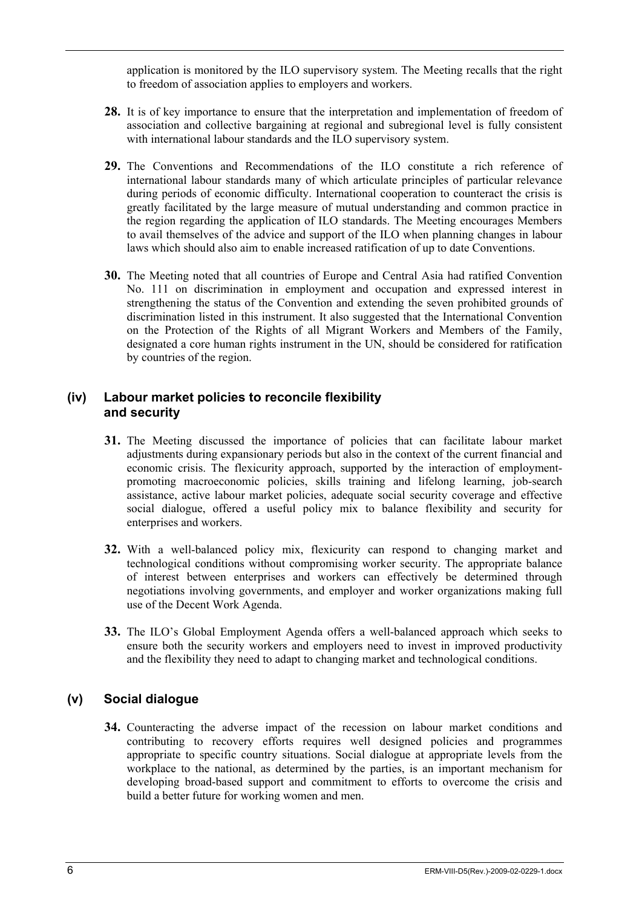application is monitored by the ILO supervisory system. The Meeting recalls that the right to freedom of association applies to employers and workers.

**28.** It is of key importance to ensure that the interpretation and implementation of freedom of association and collective bargaining at regional and subregional level is fully consistent with international labour standards and the ILO supervisory system.

**29.** The Conventions and Recommendations of the ILO constitute a rich reference of international labour standards many of which articulate principles of particular relevance during periods of economic difficulty. International cooperation to counteract the crisis is greatly facilitated by the large measure of mutual understanding and common practice in the region regarding the application of ILO standards. The Meeting encourages Members to avail themselves of the advice and support of the ILO when planning changes in labour laws which should also aim to enable increased ratification of up to date Conventions.

**30.** The Meeting noted that all countries of Europe and Central Asia had ratified Convention No. 111 on discrimination in employment and occupation and expressed interest in strengthening the status of the Convention and extending the seven prohibited grounds of discrimination listed in this instrument. It also suggested that the International Convention on the Protection of the Rights of all Migrant Workers and Members of the Family, designated a core human rights instrument in the UN, should be considered for ratification by countries of the region.

## (iv) Labour market policies to reconcile flexibility and security

**31.** The Meeting discussed the importance of policies that can facilitate labour market adjustments during expansionary periods but also in the context of the current financial and economic crisis. The flexicurity approach, supported by the interaction of employment-promoting macroeconomic policies, skills training and lifelong learning, job-search assistance, active labour market policies, adequate social security coverage and effective social dialogue, offered a useful policy mix to balance flexibility and security for enterprises and workers.

**32.** With a well-balanced policy mix, flexicurity can respond to changing market and technological conditions without compromising worker security. The appropriate balance of interest between enterprises and workers can effectively be determined through negotiations involving governments, and employer and worker organizations making full use of the Decent Work Agenda.

**33.** The ILO's Global Employment Agenda offers a well-balanced approach which seeks to ensure both the security workers and employers need to invest in improved productivity and the flexibility they need to adapt to changing market and technological conditions.

## (v) Social dialogue

**34.** Counteracting the adverse impact of the recession on labour market conditions and contributing to recovery efforts requires well designed policies and programmes appropriate to specific country situations. Social dialogue at appropriate levels from the workplace to the national, as determined by the parties, is an important mechanism for developing broad-based support and commitment to efforts to overcome the crisis and build a better future for working women and men.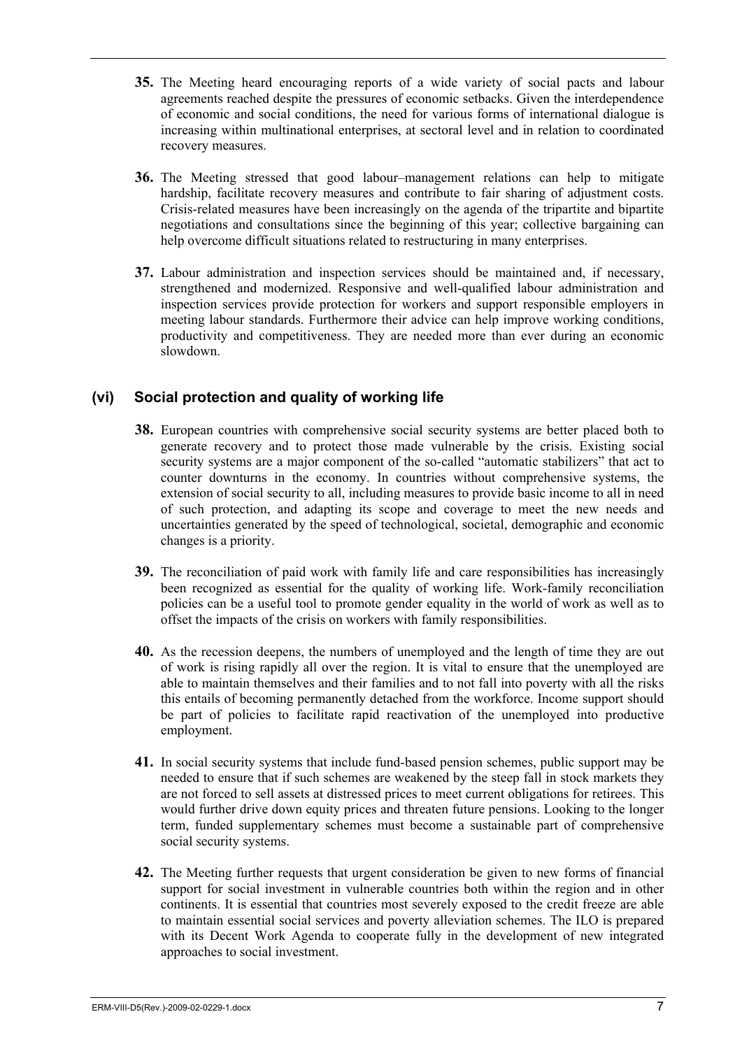**35.** The Meeting heard encouraging reports of a wide variety of social pacts and labour agreements reached despite the pressures of economic setbacks. Given the interdependence of economic and social conditions, the need for various forms of international dialogue is increasing within multinational enterprises, at sectoral level and in relation to coordinated recovery measures.

**36.** The Meeting stressed that good labour–management relations can help to mitigate hardship, facilitate recovery measures and contribute to fair sharing of adjustment costs. Crisis-related measures have been increasingly on the agenda of the tripartite and bipartite negotiations and consultations since the beginning of this year; collective bargaining can help overcome difficult situations related to restructuring in many enterprises.

**37.** Labour administration and inspection services should be maintained and, if necessary, strengthened and modernized. Responsive and well-qualified labour administration and inspection services provide protection for workers and support responsible employers in meeting labour standards. Furthermore their advice can help improve working conditions, productivity and competitiveness. They are needed more than ever during an economic slowdown.

## (vi) Social protection and quality of working life

**38.** European countries with comprehensive social security systems are better placed both to generate recovery and to protect those made vulnerable by the crisis. Existing social security systems are a major component of the so-called "automatic stabilizers" that act to counter downturns in the economy. In countries without comprehensive systems, the extension of social security to all, including measures to provide basic income to all in need of such protection, and adapting its scope and coverage to meet the new needs and uncertainties generated by the speed of technological, societal, demographic and economic changes is a priority.

**39.** The reconciliation of paid work with family life and care responsibilities has increasingly been recognized as essential for the quality of working life. Work-family reconciliation policies can be a useful tool to promote gender equality in the world of work as well as to offset the impacts of the crisis on workers with family responsibilities.

**40.** As the recession deepens, the numbers of unemployed and the length of time they are out of work is rising rapidly all over the region. It is vital to ensure that the unemployed are able to maintain themselves and their families and to not fall into poverty with all the risks this entails of becoming permanently detached from the workforce. Income support should be part of policies to facilitate rapid reactivation of the unemployed into productive employment.

**41.** In social security systems that include fund-based pension schemes, public support may be needed to ensure that if such schemes are weakened by the steep fall in stock markets they are not forced to sell assets at distressed prices to meet current obligations for retirees. This would further drive down equity prices and threaten future pensions. Looking to the longer term, funded supplementary schemes must become a sustainable part of comprehensive social security systems.

**42.** The Meeting further requests that urgent consideration be given to new forms of financial support for social investment in vulnerable countries both within the region and in other continents. It is essential that countries most severely exposed to the credit freeze are able to maintain essential social services and poverty alleviation schemes. The ILO is prepared with its Decent Work Agenda to cooperate fully in the development of new integrated approaches to social investment.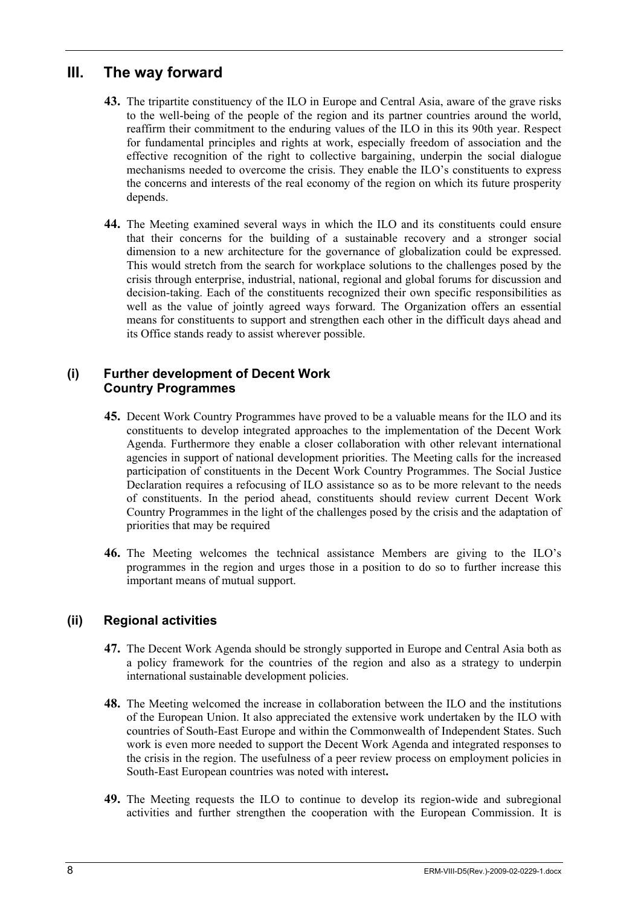# III. The way forward

**43.** The tripartite constituency of the ILO in Europe and Central Asia, aware of the grave risks to the well-being of the people of the region and its partner countries around the world, reaffirm their commitment to the enduring values of the ILO in this its 90th year. Respect for fundamental principles and rights at work, especially freedom of association and the effective recognition of the right to collective bargaining, underpin the social dialogue mechanisms needed to overcome the crisis. They enable the ILO's constituents to express the concerns and interests of the real economy of the region on which its future prosperity depends.

**44.** The Meeting examined several ways in which the ILO and its constituents could ensure that their concerns for the building of a sustainable recovery and a stronger social dimension to a new architecture for the governance of globalization could be expressed. This would stretch from the search for workplace solutions to the challenges posed by the crisis through enterprise, industrial, national, regional and global forums for discussion and decision-taking. Each of the constituents recognized their own specific responsibilities as well as the value of jointly agreed ways forward. The Organization offers an essential means for constituents to support and strengthen each other in the difficult days ahead and its Office stands ready to assist wherever possible.

## (i) Further development of Decent Work Country Programmes

**45.** Decent Work Country Programmes have proved to be a valuable means for the ILO and its constituents to develop integrated approaches to the implementation of the Decent Work Agenda. Furthermore they enable a closer collaboration with other relevant international agencies in support of national development priorities. The Meeting calls for the increased participation of constituents in the Decent Work Country Programmes. The Social Justice Declaration requires a refocusing of ILO assistance so as to be more relevant to the needs of constituents. In the period ahead, constituents should review current Decent Work Country Programmes in the light of the challenges posed by the crisis and the adaptation of priorities that may be required

**46.** The Meeting welcomes the technical assistance Members are giving to the ILO's programmes in the region and urges those in a position to do so to further increase this important means of mutual support.

## (ii) Regional activities

**47.** The Decent Work Agenda should be strongly supported in Europe and Central Asia both as a policy framework for the countries of the region and also as a strategy to underpin international sustainable development policies.

**48.** The Meeting welcomed the increase in collaboration between the ILO and the institutions of the European Union. It also appreciated the extensive work undertaken by the ILO with countries of South-East Europe and within the Commonwealth of Independent States. Such work is even more needed to support the Decent Work Agenda and integrated responses to the crisis in the region. The usefulness of a peer review process on employment policies in South-East European countries was noted with interest.

**49.** The Meeting requests the ILO to continue to develop its region-wide and subregional activities and further strengthen the cooperation with the European Commission. It is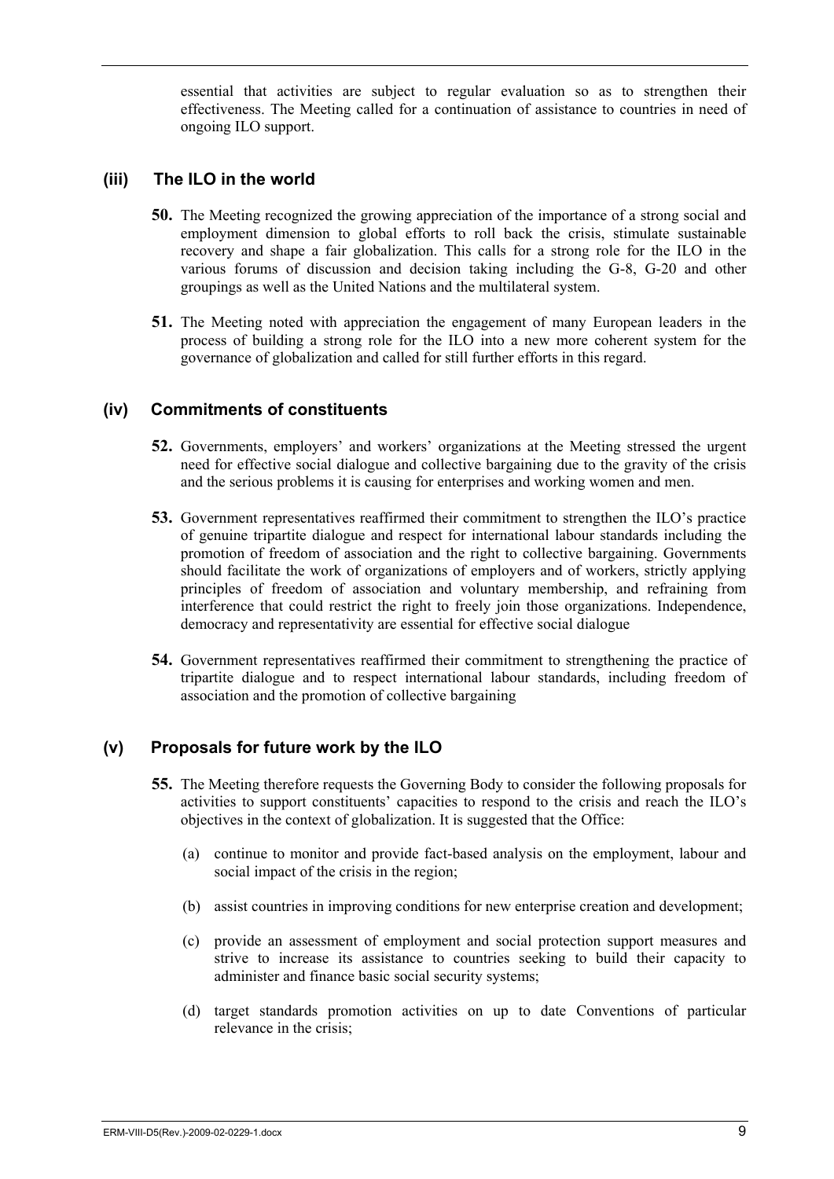essential that activities are subject to regular evaluation so as to strengthen their effectiveness. The Meeting called for a continuation of assistance to countries in need of ongoing ILO support.

### (iii) The ILO in the world

**50.** The Meeting recognized the growing appreciation of the importance of a strong social and employment dimension to global efforts to roll back the crisis, stimulate sustainable recovery and shape a fair globalization. This calls for a strong role for the ILO in the various forums of discussion and decision taking including the G-8, G-20 and other groupings as well as the United Nations and the multilateral system.

**51.** The Meeting noted with appreciation the engagement of many European leaders in the process of building a strong role for the ILO into a new more coherent system for the governance of globalization and called for still further efforts in this regard.

### (iv) Commitments of constituents

**52.** Governments, employers' and workers' organizations at the Meeting stressed the urgent need for effective social dialogue and collective bargaining due to the gravity of the crisis and the serious problems it is causing for enterprises and working women and men.

**53.** Government representatives reaffirmed their commitment to strengthen the ILO's practice of genuine tripartite dialogue and respect for international labour standards including the promotion of freedom of association and the right to collective bargaining. Governments should facilitate the work of organizations of employers and of workers, strictly applying principles of freedom of association and voluntary membership, and refraining from interference that could restrict the right to freely join those organizations. Independence, democracy and representativity are essential for effective social dialogue

**54.** Government representatives reaffirmed their commitment to strengthening the practice of tripartite dialogue and to respect international labour standards, including freedom of association and the promotion of collective bargaining

### (v) Proposals for future work by the ILO

**55.** The Meeting therefore requests the Governing Body to consider the following proposals for activities to support constituents' capacities to respond to the crisis and reach the ILO's objectives in the context of globalization. It is suggested that the Office:

(a) continue to monitor and provide fact-based analysis on the employment, labour and social impact of the crisis in the region;

(b) assist countries in improving conditions for new enterprise creation and development;

(c) provide an assessment of employment and social protection support measures and strive to increase its assistance to countries seeking to build their capacity to administer and finance basic social security systems;

(d) target standards promotion activities on up to date Conventions of particular relevance in the crisis;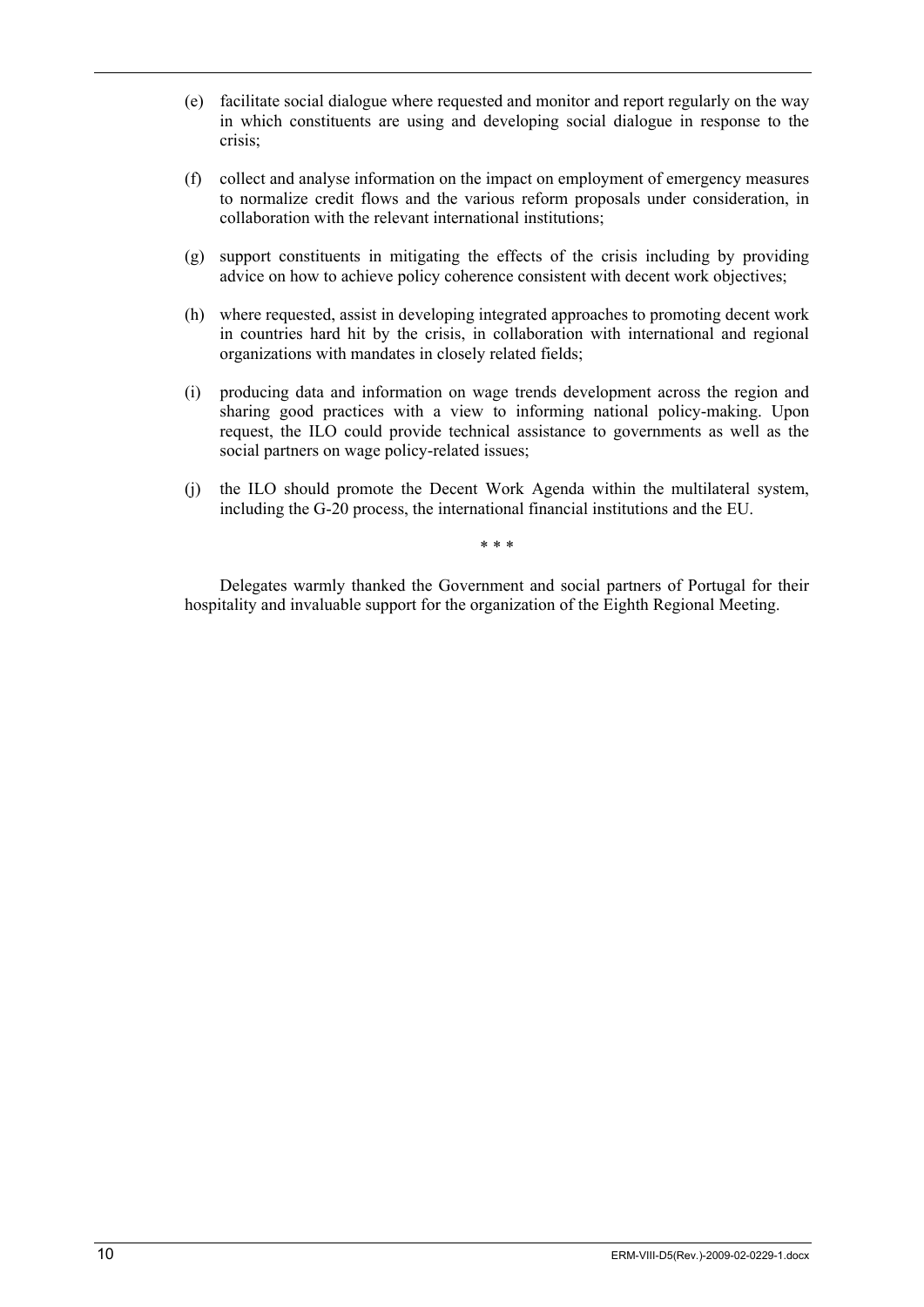(e) facilitate social dialogue where requested and monitor and report regularly on the way in which constituents are using and developing social dialogue in response to the crisis;

(f) collect and analyse information on the impact on employment of emergency measures to normalize credit flows and the various reform proposals under consideration, in collaboration with the relevant international institutions;

(g) support constituents in mitigating the effects of the crisis including by providing advice on how to achieve policy coherence consistent with decent work objectives;

(h) where requested, assist in developing integrated approaches to promoting decent work in countries hard hit by the crisis, in collaboration with international and regional organizations with mandates in closely related fields;

(i) producing data and information on wage trends development across the region and sharing good practices with a view to informing national policy-making. Upon request, the ILO could provide technical assistance to governments as well as the social partners on wage policy-related issues;

(j) the ILO should promote the Decent Work Agenda within the multilateral system, including the G-20 process, the international financial institutions and the EU.

* * *

Delegates warmly thanked the Government and social partners of Portugal for their hospitality and invaluable support for the organization of the Eighth Regional Meeting.